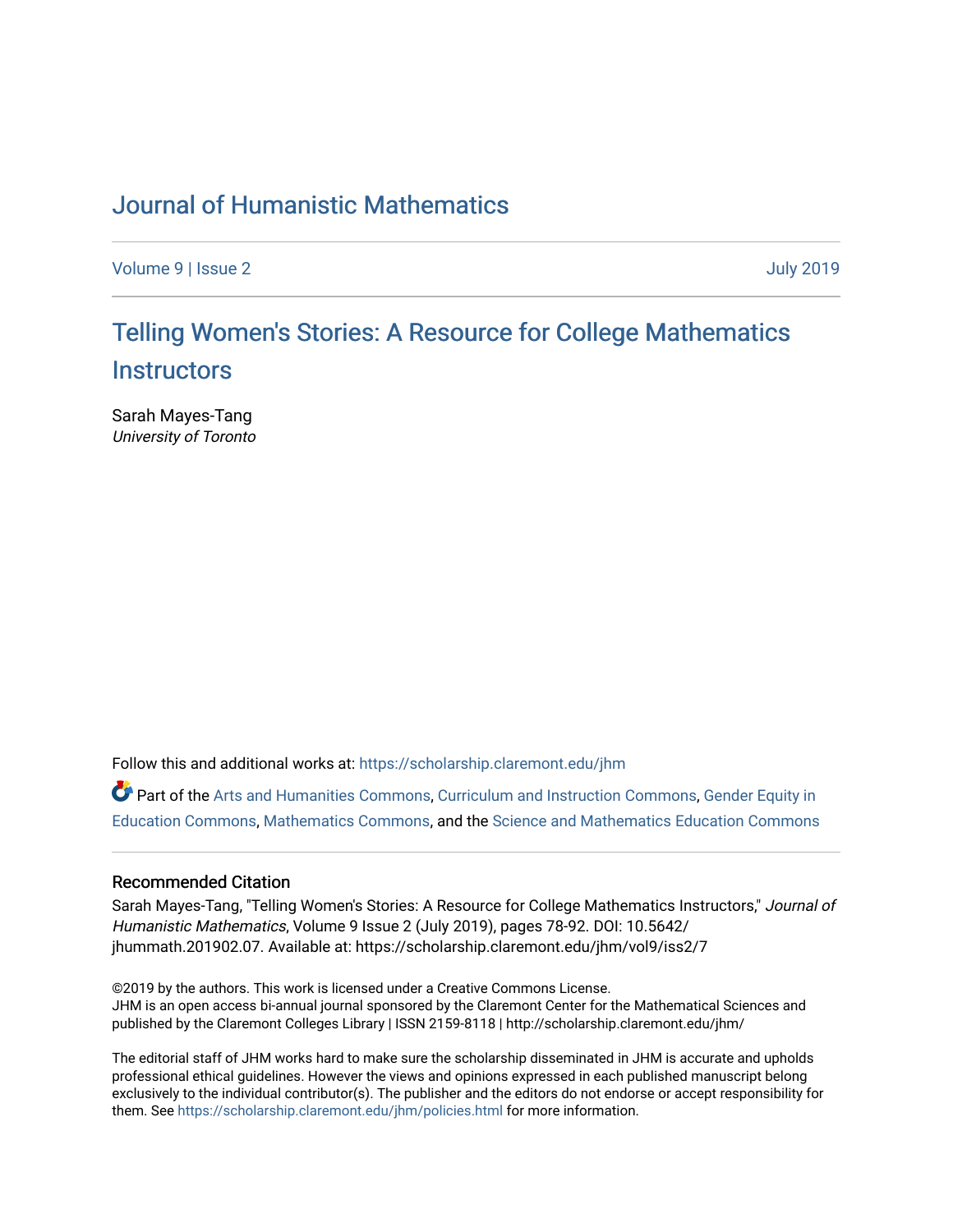# Journal of Humanistic Mathematics

Volume 9 | Issue 2 July 2019

## Telling Women's Stories: A Resource for College Mathematics Instructors

Sarah Mayes-Tang
*University of Toronto*

Follow this and additional works at: https://scholarship.claremont.edu/jhm

Part of the Arts and Humanities Commons, Curriculum and Instruction Commons, Gender Equity in Education Commons, Mathematics Commons, and the Science and Mathematics Education Commons

### Recommended Citation

Sarah Mayes-Tang, "Telling Women's Stories: A Resource for College Mathematics Instructors," *Journal of Humanistic Mathematics*, Volume 9 Issue 2 (July 2019), pages 78-92. DOI: 10.5642/jhummath.201902.07. Available at: https://scholarship.claremont.edu/jhm/vol9/iss2/7

©2019 by the authors. This work is licensed under a Creative Commons License.
JHM is an open access bi-annual journal sponsored by the Claremont Center for the Mathematical Sciences and published by the Claremont Colleges Library | ISSN 2159-8118 | http://scholarship.claremont.edu/jhm/

The editorial staff of JHM works hard to make sure the scholarship disseminated in JHM is accurate and upholds professional ethical guidelines. However the views and opinions expressed in each published manuscript belong exclusively to the individual contributor(s). The publisher and the editors do not endorse or accept responsibility for them. See https://scholarship.claremont.edu/jhm/policies.html for more information.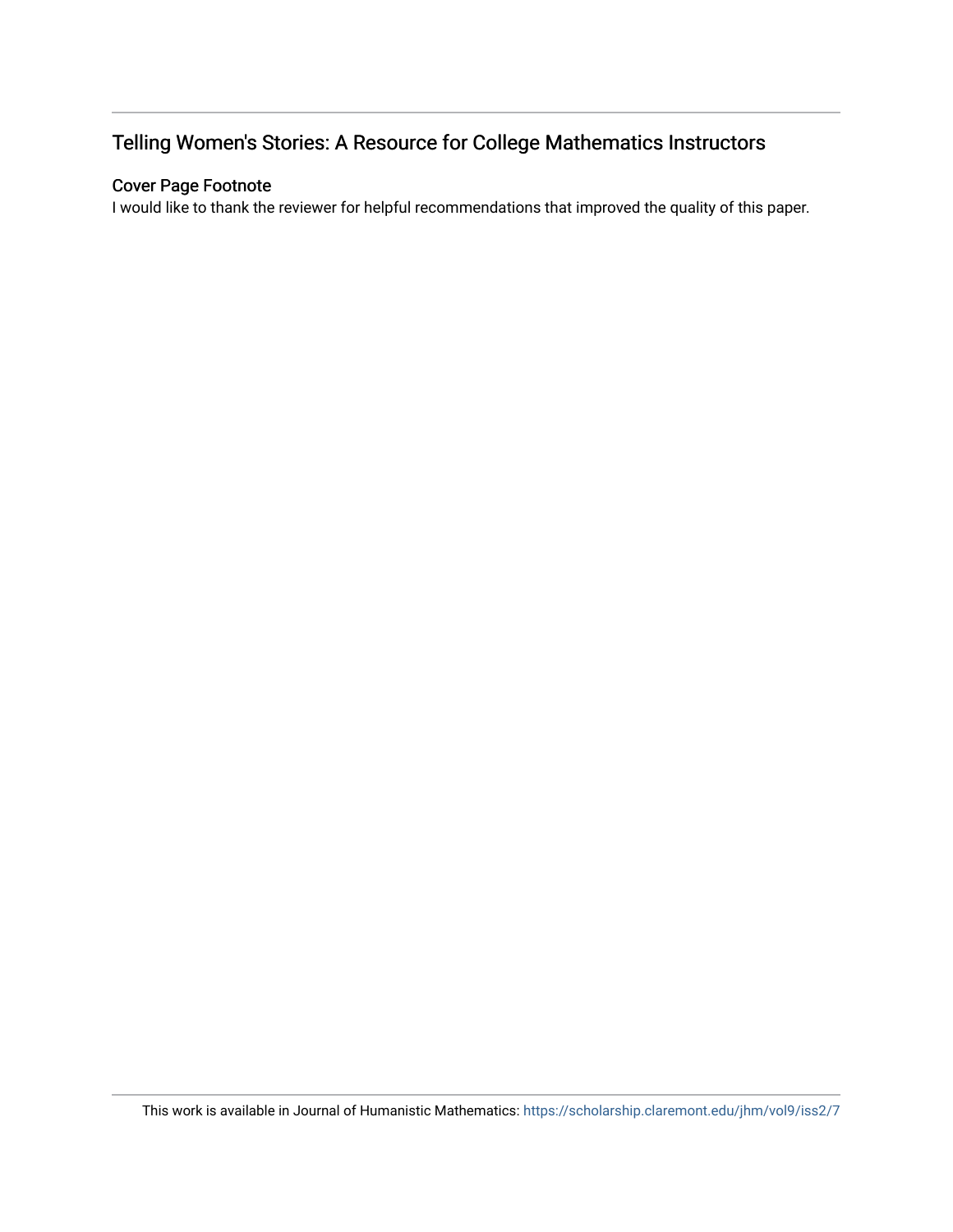# Telling Women's Stories: A Resource for College Mathematics Instructors

## Cover Page Footnote

I would like to thank the reviewer for helpful recommendations that improved the quality of this paper.

This work is available in Journal of Humanistic Mathematics: https://scholarship.claremont.edu/jhm/vol9/iss2/7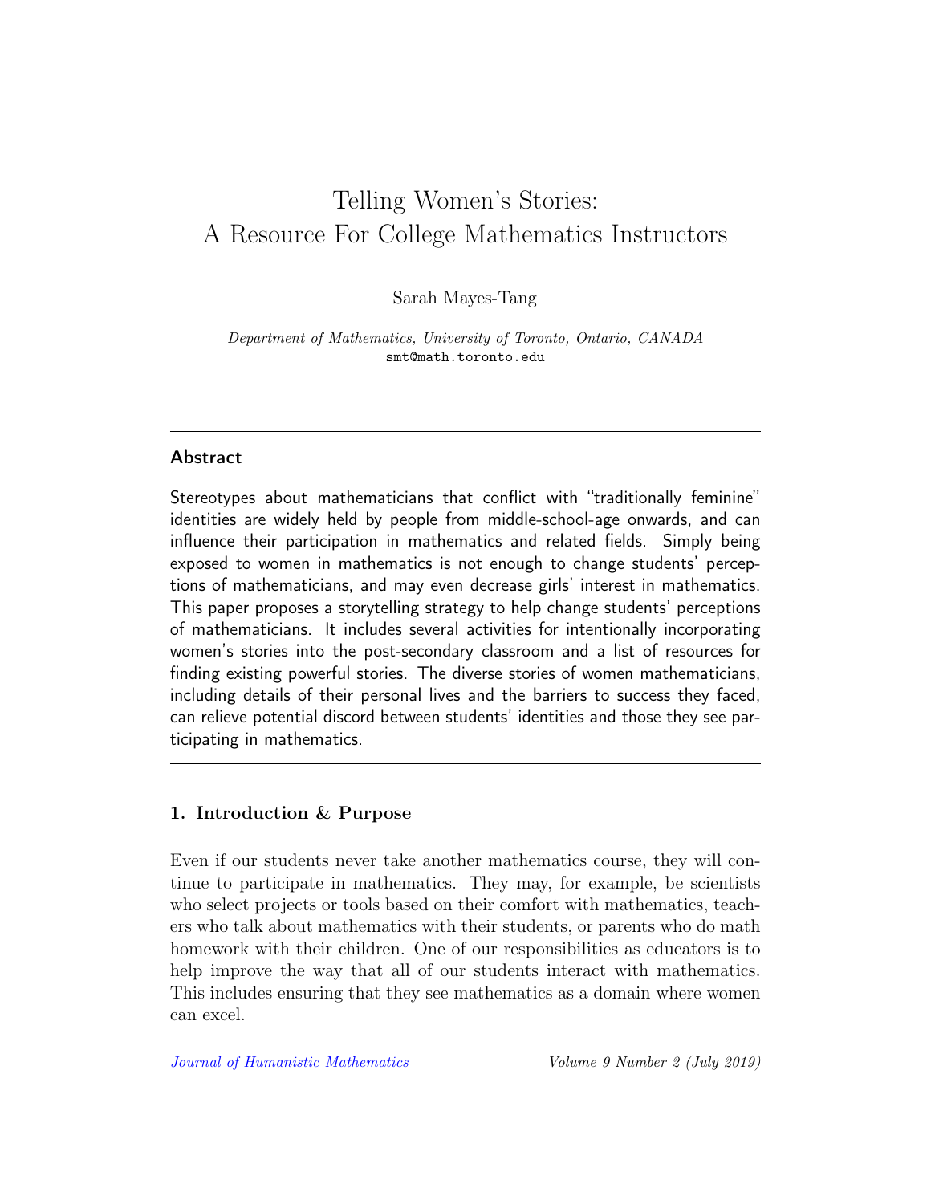# Telling Women's Stories:
# A Resource For College Mathematics Instructors

Sarah Mayes-Tang

*Department of Mathematics, University of Toronto, Ontario, CANADA*
smt@math.toronto.edu

---

**Abstract**

Stereotypes about mathematicians that conflict with "traditionally feminine" identities are widely held by people from middle-school-age onwards, and can influence their participation in mathematics and related fields. Simply being exposed to women in mathematics is not enough to change students' perceptions of mathematicians, and may even decrease girls' interest in mathematics. This paper proposes a storytelling strategy to help change students' perceptions of mathematicians. It includes several activities for intentionally incorporating women's stories into the post-secondary classroom and a list of resources for finding existing powerful stories. The diverse stories of women mathematicians, including details of their personal lives and the barriers to success they faced, can relieve potential discord between students' identities and those they see participating in mathematics.

---

## 1. Introduction & Purpose

Even if our students never take another mathematics course, they will continue to participate in mathematics. They may, for example, be scientists who select projects or tools based on their comfort with mathematics, teachers who talk about mathematics with their students, or parents who do math homework with their children. One of our responsibilities as educators is to help improve the way that all of our students interact with mathematics. This includes ensuring that they see mathematics as a domain where women can excel.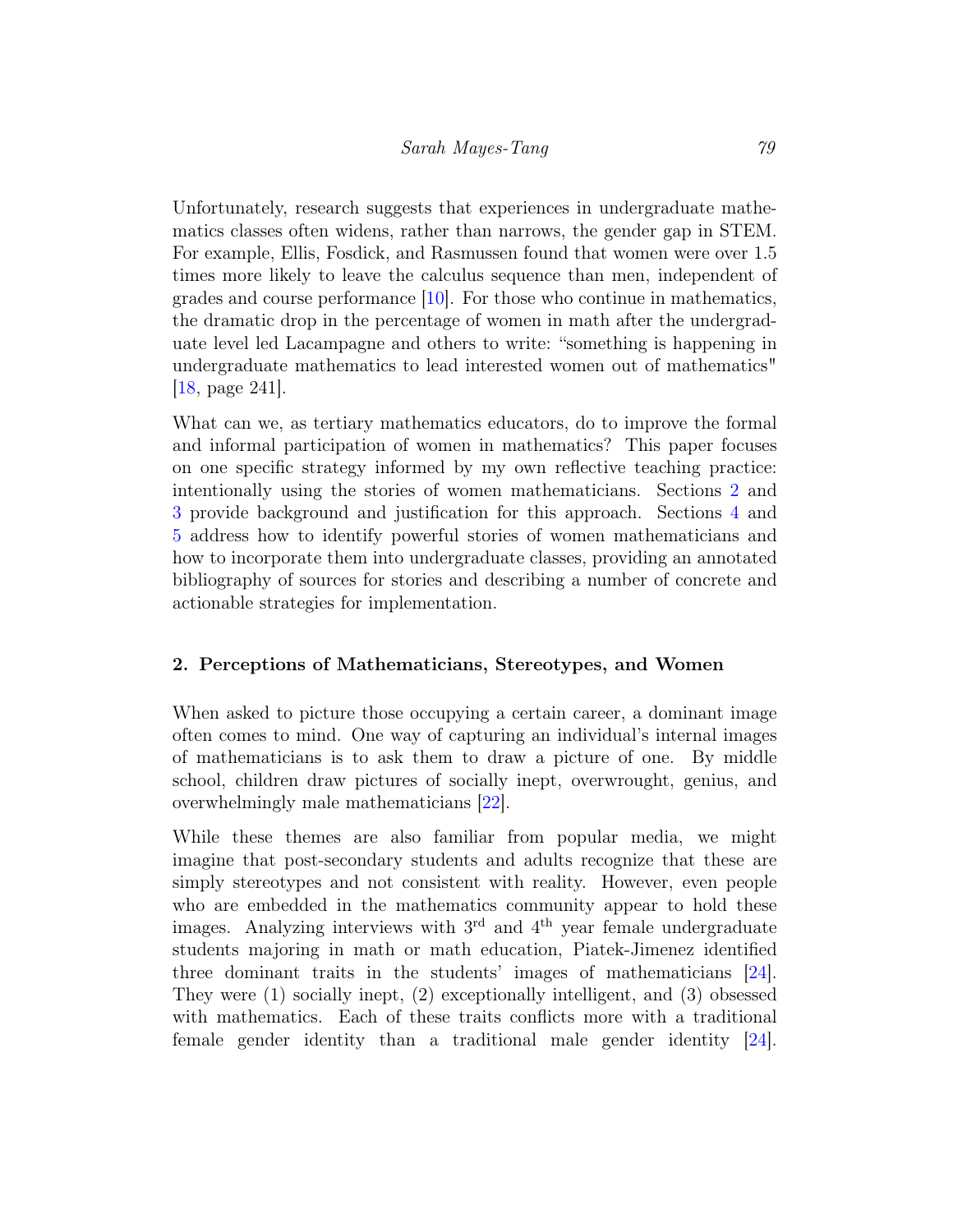Unfortunately, research suggests that experiences in undergraduate mathematics classes often widens, rather than narrows, the gender gap in STEM. For example, Ellis, Fosdick, and Rasmussen found that women were over 1.5 times more likely to leave the calculus sequence than men, independent of grades and course performance [10]. For those who continue in mathematics, the dramatic drop in the percentage of women in math after the undergraduate level led Lacampagne and others to write: "something is happening in undergraduate mathematics to lead interested women out of mathematics" [18, page 241].

What can we, as tertiary mathematics educators, do to improve the formal and informal participation of women in mathematics? This paper focuses on one specific strategy informed by my own reflective teaching practice: intentionally using the stories of women mathematicians. Sections 2 and 3 provide background and justification for this approach. Sections 4 and 5 address how to identify powerful stories of women mathematicians and how to incorporate them into undergraduate classes, providing an annotated bibliography of sources for stories and describing a number of concrete and actionable strategies for implementation.

## 2. Perceptions of Mathematicians, Stereotypes, and Women

When asked to picture those occupying a certain career, a dominant image often comes to mind. One way of capturing an individual's internal images of mathematicians is to ask them to draw a picture of one. By middle school, children draw pictures of socially inept, overwrought, genius, and overwhelmingly male mathematicians [22].

While these themes are also familiar from popular media, we might imagine that post-secondary students and adults recognize that these are simply stereotypes and not consistent with reality. However, even people who are embedded in the mathematics community appear to hold these images. Analyzing interviews with 3rd and 4th year female undergraduate students majoring in math or math education, Piatek-Jimenez identified three dominant traits in the students' images of mathematicians [24]. They were (1) socially inept, (2) exceptionally intelligent, and (3) obsessed with mathematics. Each of these traits conflicts more with a traditional female gender identity than a traditional male gender identity [24].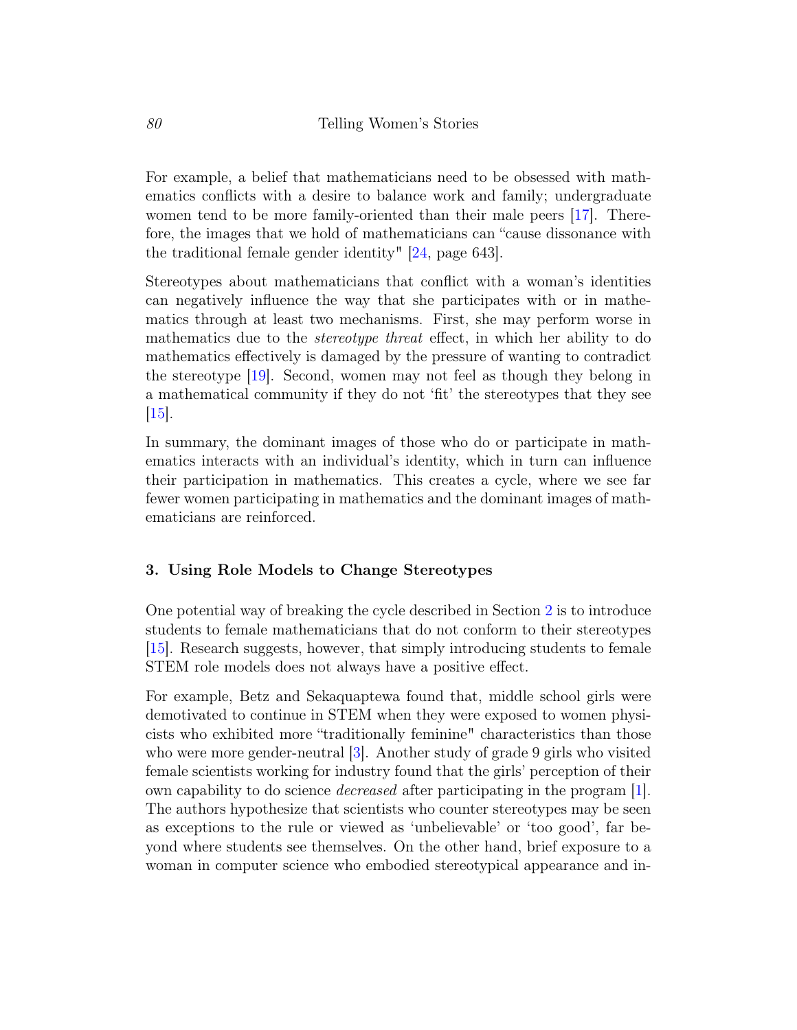For example, a belief that mathematicians need to be obsessed with mathematics conflicts with a desire to balance work and family; undergraduate women tend to be more family-oriented than their male peers [17]. Therefore, the images that we hold of mathematicians can "cause dissonance with the traditional female gender identity" [24, page 643].

Stereotypes about mathematicians that conflict with a woman's identities can negatively influence the way that she participates with or in mathematics through at least two mechanisms. First, she may perform worse in mathematics due to the *stereotype threat* effect, in which her ability to do mathematics effectively is damaged by the pressure of wanting to contradict the stereotype [19]. Second, women may not feel as though they belong in a mathematical community if they do not 'fit' the stereotypes that they see [15].

In summary, the dominant images of those who do or participate in mathematics interacts with an individual's identity, which in turn can influence their participation in mathematics. This creates a cycle, where we see far fewer women participating in mathematics and the dominant images of mathematicians are reinforced.

## 3. Using Role Models to Change Stereotypes

One potential way of breaking the cycle described in Section 2 is to introduce students to female mathematicians that do not conform to their stereotypes [15]. Research suggests, however, that simply introducing students to female STEM role models does not always have a positive effect.

For example, Betz and Sekaquaptewa found that, middle school girls were demotivated to continue in STEM when they were exposed to women physicists who exhibited more "traditionally feminine" characteristics than those who were more gender-neutral [3]. Another study of grade 9 girls who visited female scientists working for industry found that the girls' perception of their own capability to do science *decreased* after participating in the program [1]. The authors hypothesize that scientists who counter stereotypes may be seen as exceptions to the rule or viewed as 'unbelievable' or 'too good', far beyond where students see themselves. On the other hand, brief exposure to a woman in computer science who embodied stereotypical appearance and in-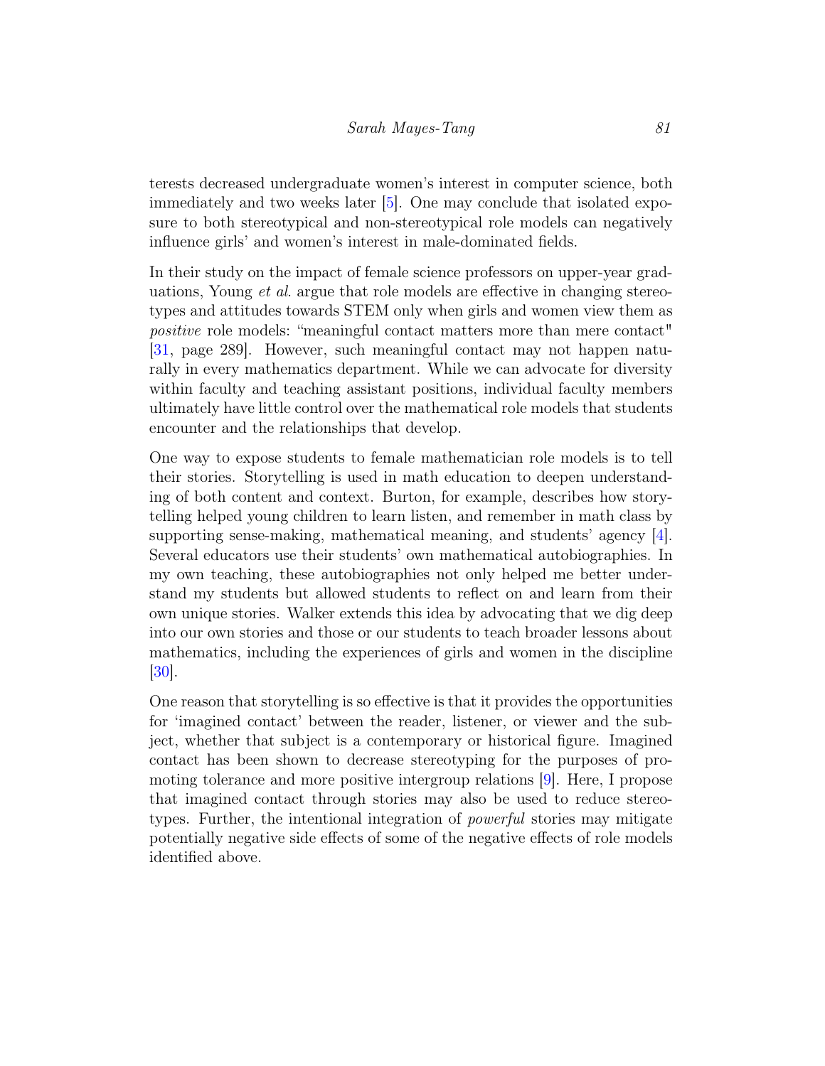terests decreased undergraduate women's interest in computer science, both immediately and two weeks later [5]. One may conclude that isolated exposure to both stereotypical and non-stereotypical role models can negatively influence girls' and women's interest in male-dominated fields.

In their study on the impact of female science professors on upper-year graduations, Young *et al*. argue that role models are effective in changing stereotypes and attitudes towards STEM only when girls and women view them as *positive* role models: "meaningful contact matters more than mere contact" [31, page 289]. However, such meaningful contact may not happen naturally in every mathematics department. While we can advocate for diversity within faculty and teaching assistant positions, individual faculty members ultimately have little control over the mathematical role models that students encounter and the relationships that develop.

One way to expose students to female mathematician role models is to tell their stories. Storytelling is used in math education to deepen understanding of both content and context. Burton, for example, describes how storytelling helped young children to learn listen, and remember in math class by supporting sense-making, mathematical meaning, and students' agency [4]. Several educators use their students' own mathematical autobiographies. In my own teaching, these autobiographies not only helped me better understand my students but allowed students to reflect on and learn from their own unique stories. Walker extends this idea by advocating that we dig deep into our own stories and those or our students to teach broader lessons about mathematics, including the experiences of girls and women in the discipline [30].

One reason that storytelling is so effective is that it provides the opportunities for 'imagined contact' between the reader, listener, or viewer and the subject, whether that subject is a contemporary or historical figure. Imagined contact has been shown to decrease stereotyping for the purposes of promoting tolerance and more positive intergroup relations [9]. Here, I propose that imagined contact through stories may also be used to reduce stereotypes. Further, the intentional integration of *powerful* stories may mitigate potentially negative side effects of some of the negative effects of role models identified above.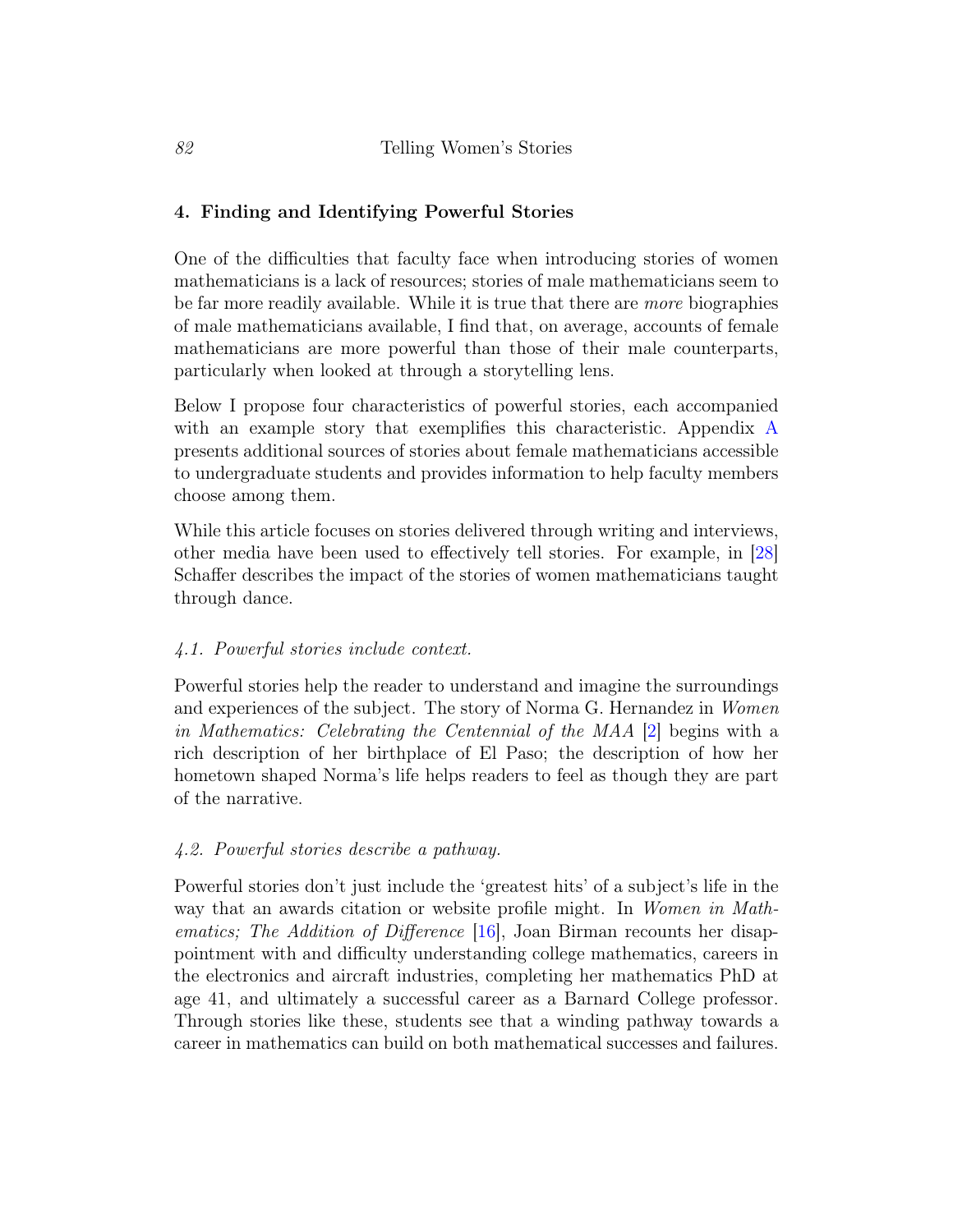## 4. Finding and Identifying Powerful Stories

One of the difficulties that faculty face when introducing stories of women mathematicians is a lack of resources; stories of male mathematicians seem to be far more readily available. While it is true that there are *more* biographies of male mathematicians available, I find that, on average, accounts of female mathematicians are more powerful than those of their male counterparts, particularly when looked at through a storytelling lens.

Below I propose four characteristics of powerful stories, each accompanied with an example story that exemplifies this characteristic. Appendix A presents additional sources of stories about female mathematicians accessible to undergraduate students and provides information to help faculty members choose among them.

While this article focuses on stories delivered through writing and interviews, other media have been used to effectively tell stories. For example, in [28] Schaffer describes the impact of the stories of women mathematicians taught through dance.

### *4.1. Powerful stories include context.*

Powerful stories help the reader to understand and imagine the surroundings and experiences of the subject. The story of Norma G. Hernandez in *Women in Mathematics: Celebrating the Centennial of the MAA* [2] begins with a rich description of her birthplace of El Paso; the description of how her hometown shaped Norma's life helps readers to feel as though they are part of the narrative.

### *4.2. Powerful stories describe a pathway.*

Powerful stories don't just include the 'greatest hits' of a subject's life in the way that an awards citation or website profile might. In *Women in Mathematics; The Addition of Difference* [16], Joan Birman recounts her disappointment with and difficulty understanding college mathematics, careers in the electronics and aircraft industries, completing her mathematics PhD at age 41, and ultimately a successful career as a Barnard College professor. Through stories like these, students see that a winding pathway towards a career in mathematics can build on both mathematical successes and failures.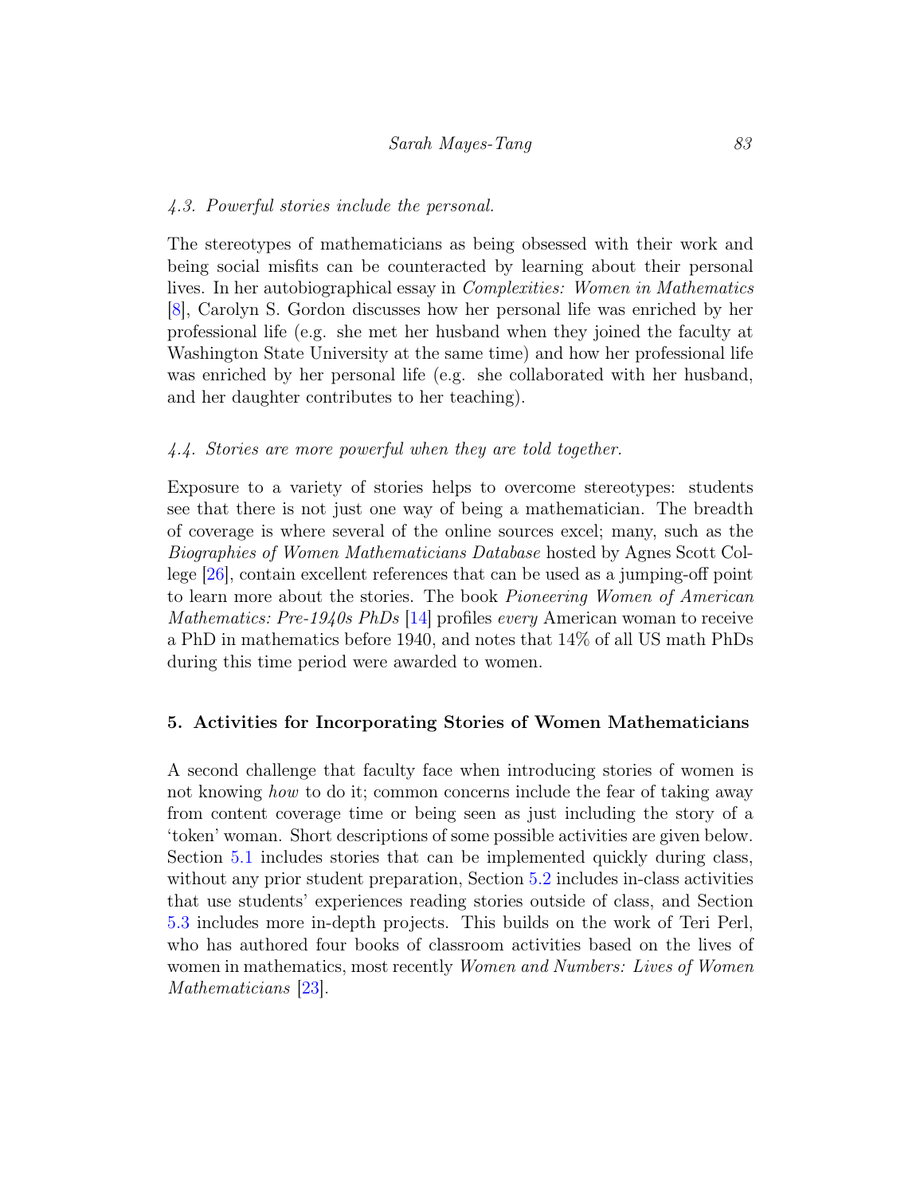### *4.3. Powerful stories include the personal.*

The stereotypes of mathematicians as being obsessed with their work and being social misfits can be counteracted by learning about their personal lives. In her autobiographical essay in *Complexities: Women in Mathematics* [8], Carolyn S. Gordon discusses how her personal life was enriched by her professional life (e.g. she met her husband when they joined the faculty at Washington State University at the same time) and how her professional life was enriched by her personal life (e.g. she collaborated with her husband, and her daughter contributes to her teaching).

### *4.4. Stories are more powerful when they are told together.*

Exposure to a variety of stories helps to overcome stereotypes: students see that there is not just one way of being a mathematician. The breadth of coverage is where several of the online sources excel; many, such as the *Biographies of Women Mathematicians Database* hosted by Agnes Scott College [26], contain excellent references that can be used as a jumping-off point to learn more about the stories. The book *Pioneering Women of American Mathematics: Pre-1940s PhDs* [14] profiles *every* American woman to receive a PhD in mathematics before 1940, and notes that 14% of all US math PhDs during this time period were awarded to women.

## **5. Activities for Incorporating Stories of Women Mathematicians**

A second challenge that faculty face when introducing stories of women is not knowing *how* to do it; common concerns include the fear of taking away from content coverage time or being seen as just including the story of a 'token' woman. Short descriptions of some possible activities are given below. Section 5.1 includes stories that can be implemented quickly during class, without any prior student preparation, Section 5.2 includes in-class activities that use students' experiences reading stories outside of class, and Section 5.3 includes more in-depth projects. This builds on the work of Teri Perl, who has authored four books of classroom activities based on the lives of women in mathematics, most recently *Women and Numbers: Lives of Women Mathematicians* [23].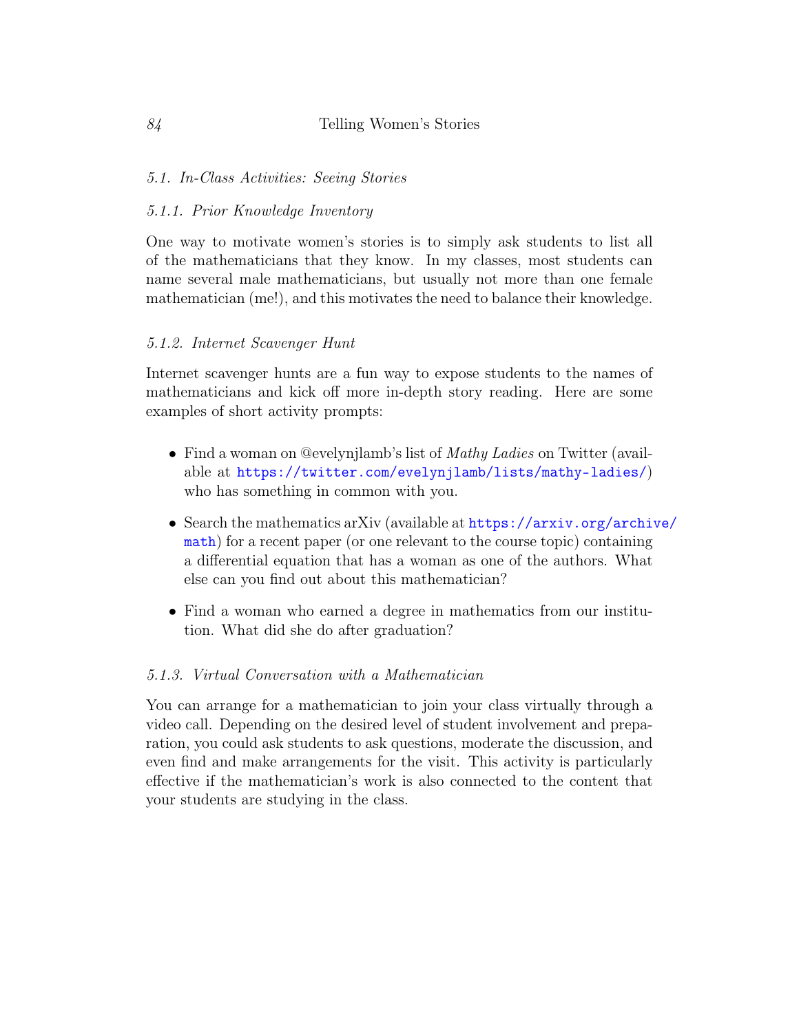## 5.1. *In-Class Activities: Seeing Stories*

### 5.1.1. *Prior Knowledge Inventory*

One way to motivate women's stories is to simply ask students to list all of the mathematicians that they know. In my classes, most students can name several male mathematicians, but usually not more than one female mathematician (me!), and this motivates the need to balance their knowledge.

### 5.1.2. *Internet Scavenger Hunt*

Internet scavenger hunts are a fun way to expose students to the names of mathematicians and kick off more in-depth story reading. Here are some examples of short activity prompts:

- Find a woman on @evelynjlamb's list of *Mathy Ladies* on Twitter (available at https://twitter.com/evelynjlamb/lists/mathy-ladies/) who has something in common with you.
- Search the mathematics arXiv (available at https://arxiv.org/archive/math) for a recent paper (or one relevant to the course topic) containing a differential equation that has a woman as one of the authors. What else can you find out about this mathematician?
- Find a woman who earned a degree in mathematics from our institution. What did she do after graduation?

### 5.1.3. *Virtual Conversation with a Mathematician*

You can arrange for a mathematician to join your class virtually through a video call. Depending on the desired level of student involvement and preparation, you could ask students to ask questions, moderate the discussion, and even find and make arrangements for the visit. This activity is particularly effective if the mathematician's work is also connected to the content that your students are studying in the class.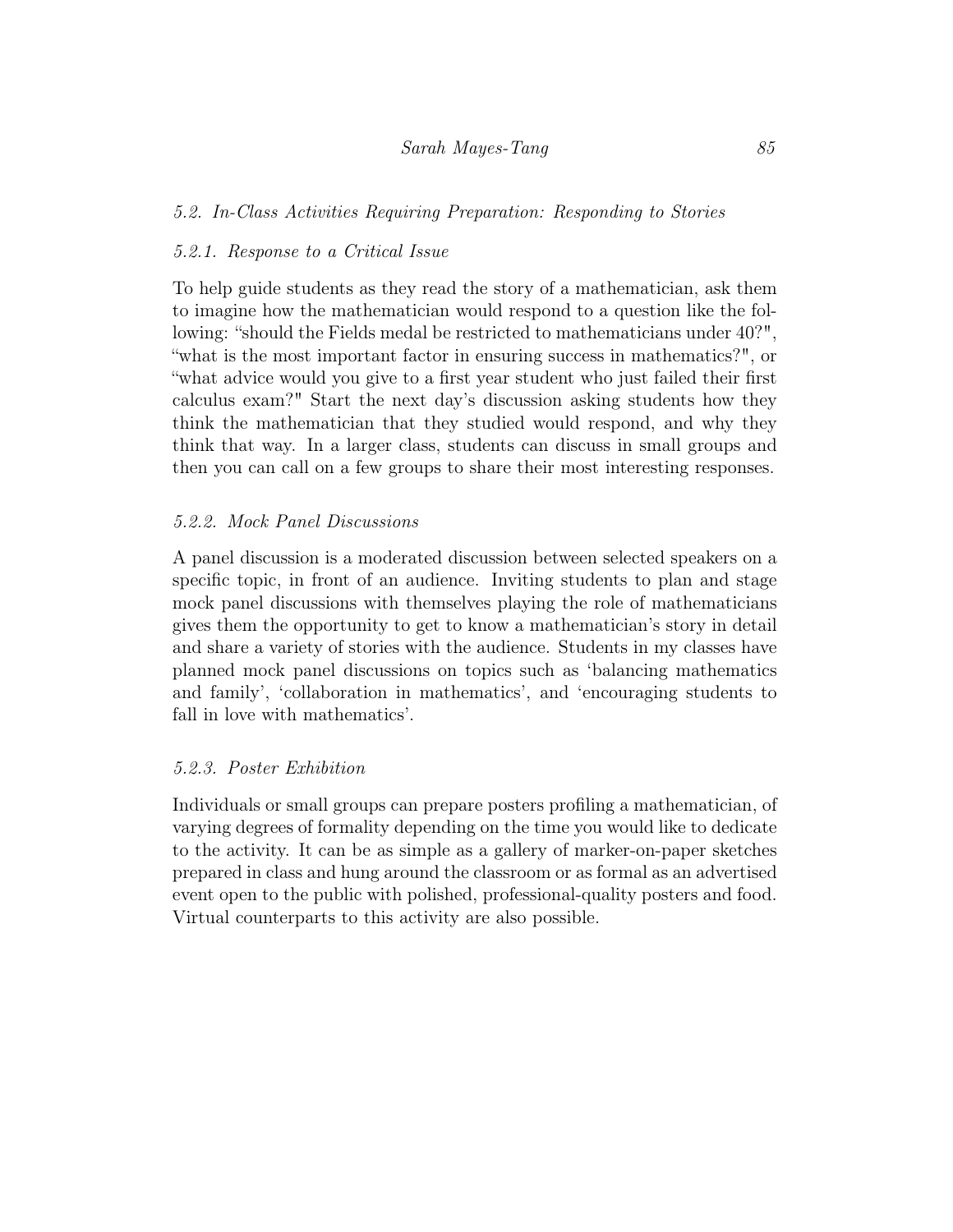### *5.2. In-Class Activities Requiring Preparation: Responding to Stories*

#### *5.2.1. Response to a Critical Issue*

To help guide students as they read the story of a mathematician, ask them to imagine how the mathematician would respond to a question like the following: "should the Fields medal be restricted to mathematicians under 40?", "what is the most important factor in ensuring success in mathematics?", or "what advice would you give to a first year student who just failed their first calculus exam?" Start the next day's discussion asking students how they think the mathematician that they studied would respond, and why they think that way. In a larger class, students can discuss in small groups and then you can call on a few groups to share their most interesting responses.

#### *5.2.2. Mock Panel Discussions*

A panel discussion is a moderated discussion between selected speakers on a specific topic, in front of an audience. Inviting students to plan and stage mock panel discussions with themselves playing the role of mathematicians gives them the opportunity to get to know a mathematician's story in detail and share a variety of stories with the audience. Students in my classes have planned mock panel discussions on topics such as 'balancing mathematics and family', 'collaboration in mathematics', and 'encouraging students to fall in love with mathematics'.

#### *5.2.3. Poster Exhibition*

Individuals or small groups can prepare posters profiling a mathematician, of varying degrees of formality depending on the time you would like to dedicate to the activity. It can be as simple as a gallery of marker-on-paper sketches prepared in class and hung around the classroom or as formal as an advertised event open to the public with polished, professional-quality posters and food. Virtual counterparts to this activity are also possible.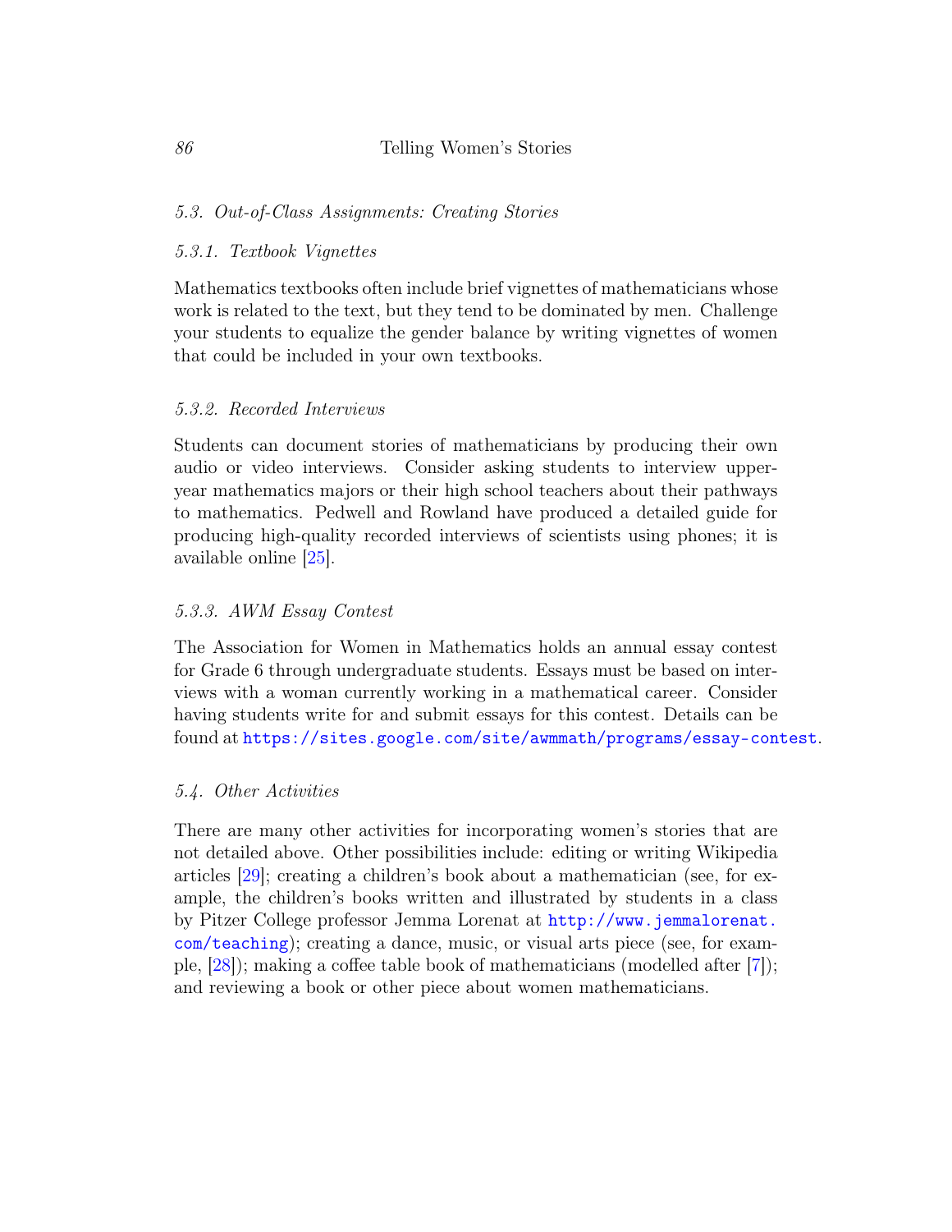### 5.3. Out-of-Class Assignments: Creating Stories

#### 5.3.1. Textbook Vignettes

Mathematics textbooks often include brief vignettes of mathematicians whose work is related to the text, but they tend to be dominated by men. Challenge your students to equalize the gender balance by writing vignettes of women that could be included in your own textbooks.

#### 5.3.2. Recorded Interviews

Students can document stories of mathematicians by producing their own audio or video interviews. Consider asking students to interview upper-year mathematics majors or their high school teachers about their pathways to mathematics. Pedwell and Rowland have produced a detailed guide for producing high-quality recorded interviews of scientists using phones; it is available online [25].

#### 5.3.3. AWM Essay Contest

The Association for Women in Mathematics holds an annual essay contest for Grade 6 through undergraduate students. Essays must be based on interviews with a woman currently working in a mathematical career. Consider having students write for and submit essays for this contest. Details can be found at https://sites.google.com/site/awmmath/programs/essay-contest.

### 5.4. Other Activities

There are many other activities for incorporating women's stories that are not detailed above. Other possibilities include: editing or writing Wikipedia articles [29]; creating a children's book about a mathematician (see, for example, the children's books written and illustrated by students in a class by Pitzer College professor Jemma Lorenat at http://www.jemmalorenat.com/teaching); creating a dance, music, or visual arts piece (see, for example, [28]); making a coffee table book of mathematicians (modelled after [7]); and reviewing a book or other piece about women mathematicians.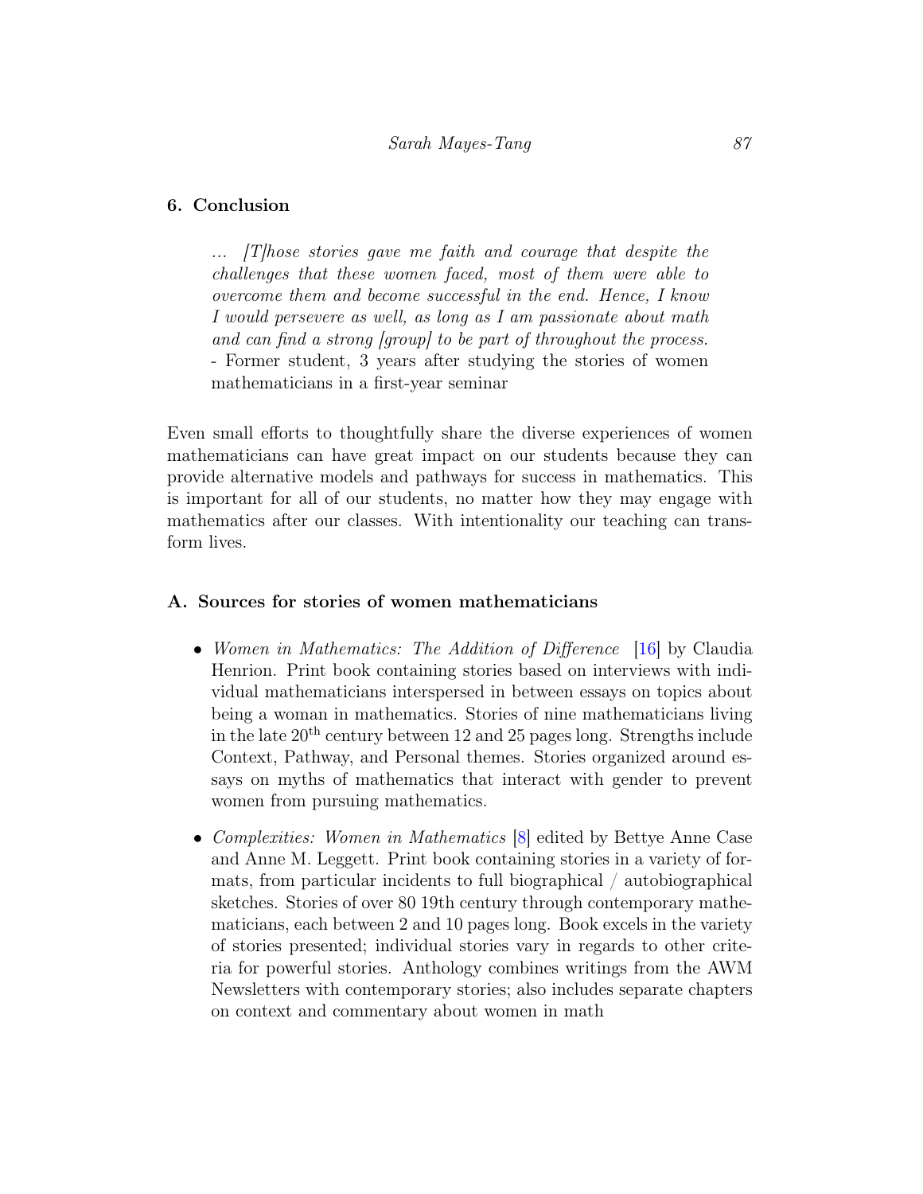## 6. Conclusion

> *... [T]hose stories gave me faith and courage that despite the challenges that these women faced, most of them were able to overcome them and become successful in the end. Hence, I know I would persevere as well, as long as I am passionate about math and can find a strong [group] to be part of throughout the process.*
> - Former student, 3 years after studying the stories of women mathematicians in a first-year seminar

Even small efforts to thoughtfully share the diverse experiences of women mathematicians can have great impact on our students because they can provide alternative models and pathways for success in mathematics. This is important for all of our students, no matter how they may engage with mathematics after our classes. With intentionality our teaching can transform lives.

## A. Sources for stories of women mathematicians

- *Women in Mathematics: The Addition of Difference* [16] by Claudia Henrion. Print book containing stories based on interviews with individual mathematicians interspersed in between essays on topics about being a woman in mathematics. Stories of nine mathematicians living in the late 20th century between 12 and 25 pages long. Strengths include Context, Pathway, and Personal themes. Stories organized around essays on myths of mathematics that interact with gender to prevent women from pursuing mathematics.
- *Complexities: Women in Mathematics* [8] edited by Bettye Anne Case and Anne M. Leggett. Print book containing stories in a variety of formats, from particular incidents to full biographical / autobiographical sketches. Stories of over 80 19th century through contemporary mathematicians, each between 2 and 10 pages long. Book excels in the variety of stories presented; individual stories vary in regards to other criteria for powerful stories. Anthology combines writings from the AWM Newsletters with contemporary stories; also includes separate chapters on context and commentary about women in math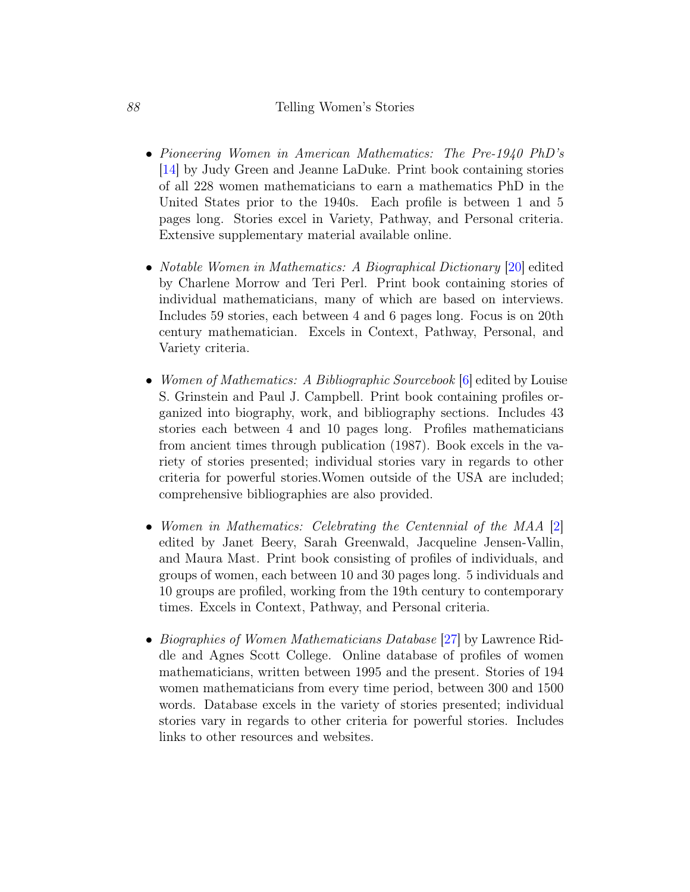- *Pioneering Women in American Mathematics: The Pre-1940 PhD's* [14] by Judy Green and Jeanne LaDuke. Print book containing stories of all 228 women mathematicians to earn a mathematics PhD in the United States prior to the 1940s. Each profile is between 1 and 5 pages long. Stories excel in Variety, Pathway, and Personal criteria. Extensive supplementary material available online.

- *Notable Women in Mathematics: A Biographical Dictionary* [20] edited by Charlene Morrow and Teri Perl. Print book containing stories of individual mathematicians, many of which are based on interviews. Includes 59 stories, each between 4 and 6 pages long. Focus is on 20th century mathematician. Excels in Context, Pathway, Personal, and Variety criteria.

- *Women of Mathematics: A Bibliographic Sourcebook* [6] edited by Louise S. Grinstein and Paul J. Campbell. Print book containing profiles organized into biography, work, and bibliography sections. Includes 43 stories each between 4 and 10 pages long. Profiles mathematicians from ancient times through publication (1987). Book excels in the variety of stories presented; individual stories vary in regards to other criteria for powerful stories.Women outside of the USA are included; comprehensive bibliographies are also provided.

- *Women in Mathematics: Celebrating the Centennial of the MAA* [2] edited by Janet Beery, Sarah Greenwald, Jacqueline Jensen-Vallin, and Maura Mast. Print book consisting of profiles of individuals, and groups of women, each between 10 and 30 pages long. 5 individuals and 10 groups are profiled, working from the 19th century to contemporary times. Excels in Context, Pathway, and Personal criteria.

- *Biographies of Women Mathematicians Database* [27] by Lawrence Riddle and Agnes Scott College. Online database of profiles of women mathematicians, written between 1995 and the present. Stories of 194 women mathematicians from every time period, between 300 and 1500 words. Database excels in the variety of stories presented; individual stories vary in regards to other criteria for powerful stories. Includes links to other resources and websites.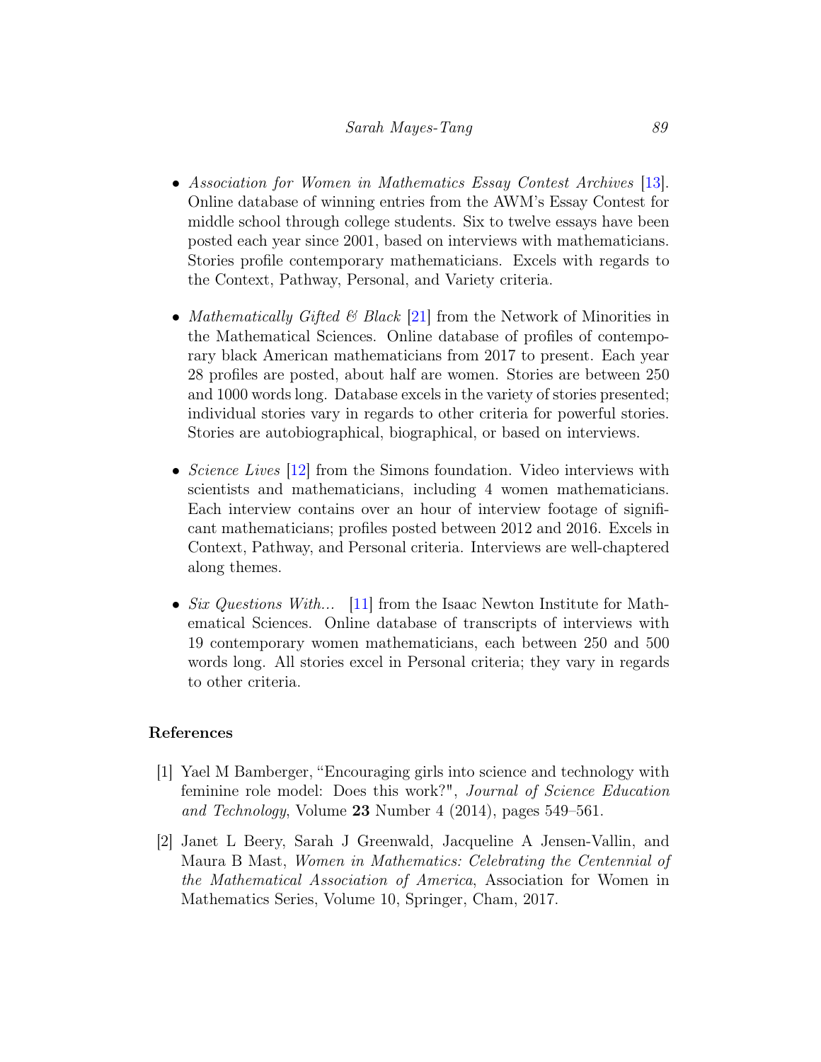- *Association for Women in Mathematics Essay Contest Archives* [13]. Online database of winning entries from the AWM's Essay Contest for middle school through college students. Six to twelve essays have been posted each year since 2001, based on interviews with mathematicians. Stories profile contemporary mathematicians. Excels with regards to the Context, Pathway, Personal, and Variety criteria.

- *Mathematically Gifted & Black* [21] from the Network of Minorities in the Mathematical Sciences. Online database of profiles of contemporary black American mathematicians from 2017 to present. Each year 28 profiles are posted, about half are women. Stories are between 250 and 1000 words long. Database excels in the variety of stories presented; individual stories vary in regards to other criteria for powerful stories. Stories are autobiographical, biographical, or based on interviews.

- *Science Lives* [12] from the Simons foundation. Video interviews with scientists and mathematicians, including 4 women mathematicians. Each interview contains over an hour of interview footage of significant mathematicians; profiles posted between 2012 and 2016. Excels in Context, Pathway, and Personal criteria. Interviews are well-chaptered along themes.

- *Six Questions With...* [11] from the Isaac Newton Institute for Mathematical Sciences. Online database of transcripts of interviews with 19 contemporary women mathematicians, each between 250 and 500 words long. All stories excel in Personal criteria; they vary in regards to other criteria.

## References

[1] Yael M Bamberger, "Encouraging girls into science and technology with feminine role model: Does this work?", *Journal of Science Education and Technology*, Volume **23** Number 4 (2014), pages 549–561.

[2] Janet L Beery, Sarah J Greenwald, Jacqueline A Jensen-Vallin, and Maura B Mast, *Women in Mathematics: Celebrating the Centennial of the Mathematical Association of America*, Association for Women in Mathematics Series, Volume 10, Springer, Cham, 2017.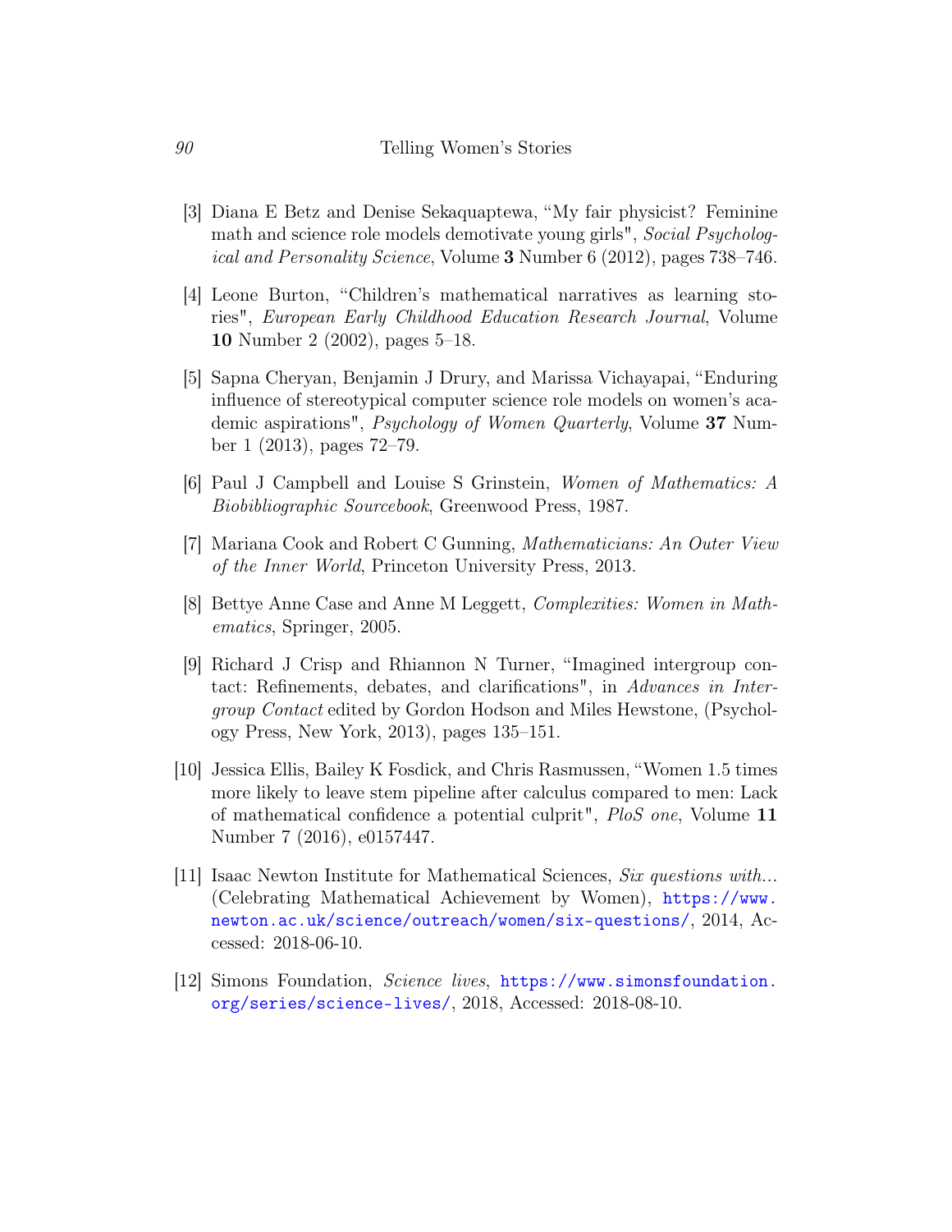[3] Diana E Betz and Denise Sekaquaptewa, “My fair physicist? Feminine math and science role models demotivate young girls", *Social Psychological and Personality Science*, Volume **3** Number 6 (2012), pages 738–746.

[4] Leone Burton, “Children's mathematical narratives as learning stories", *European Early Childhood Education Research Journal*, Volume **10** Number 2 (2002), pages 5–18.

[5] Sapna Cheryan, Benjamin J Drury, and Marissa Vichayapai, “Enduring influence of stereotypical computer science role models on women's academic aspirations", *Psychology of Women Quarterly*, Volume **37** Number 1 (2013), pages 72–79.

[6] Paul J Campbell and Louise S Grinstein, *Women of Mathematics: A Biobibliographic Sourcebook*, Greenwood Press, 1987.

[7] Mariana Cook and Robert C Gunning, *Mathematicians: An Outer View of the Inner World*, Princeton University Press, 2013.

[8] Bettye Anne Case and Anne M Leggett, *Complexities: Women in Mathematics*, Springer, 2005.

[9] Richard J Crisp and Rhiannon N Turner, “Imagined intergroup contact: Refinements, debates, and clarifications", in *Advances in Intergroup Contact* edited by Gordon Hodson and Miles Hewstone, (Psychology Press, New York, 2013), pages 135–151.

[10] Jessica Ellis, Bailey K Fosdick, and Chris Rasmussen, “Women 1.5 times more likely to leave stem pipeline after calculus compared to men: Lack of mathematical confidence a potential culprit", *PloS one*, Volume **11** Number 7 (2016), e0157447.

[11] Isaac Newton Institute for Mathematical Sciences, *Six questions with...* (Celebrating Mathematical Achievement by Women), https://www.newton.ac.uk/science/outreach/women/six-questions/, 2014, Accessed: 2018-06-10.

[12] Simons Foundation, *Science lives*, https://www.simonsfoundation.org/series/science-lives/, 2018, Accessed: 2018-08-10.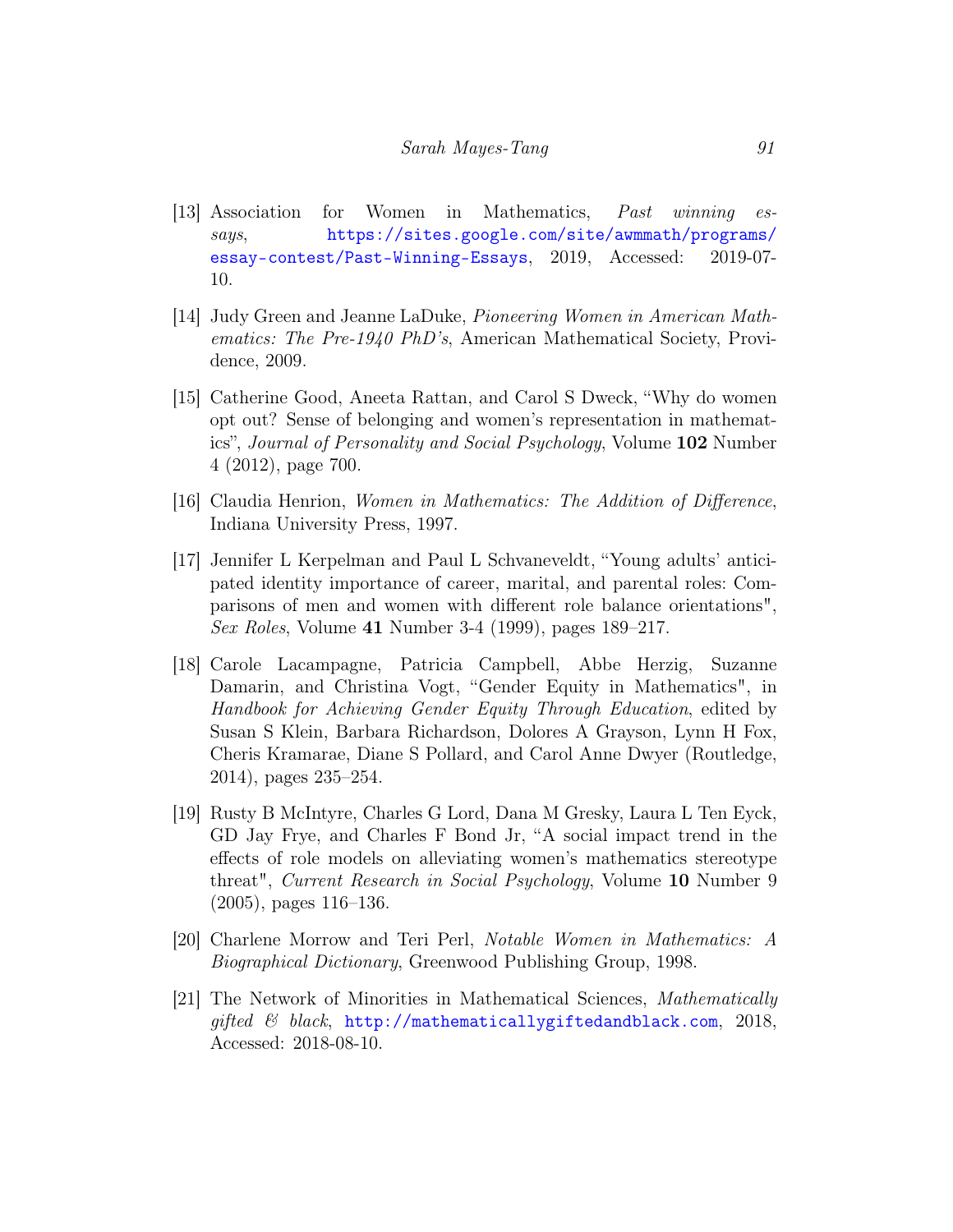[13] Association for Women in Mathematics, *Past winning essays*, https://sites.google.com/site/awmmath/programs/essay-contest/Past-Winning-Essays, 2019, Accessed: 2019-07-10.

[14] Judy Green and Jeanne LaDuke, *Pioneering Women in American Mathematics: The Pre-1940 PhD's*, American Mathematical Society, Providence, 2009.

[15] Catherine Good, Aneeta Rattan, and Carol S Dweck, "Why do women opt out? Sense of belonging and women's representation in mathematics", *Journal of Personality and Social Psychology*, Volume **102** Number 4 (2012), page 700.

[16] Claudia Henrion, *Women in Mathematics: The Addition of Difference*, Indiana University Press, 1997.

[17] Jennifer L Kerpelman and Paul L Schvaneveldt, "Young adults' anticipated identity importance of career, marital, and parental roles: Comparisons of men and women with different role balance orientations", *Sex Roles*, Volume **41** Number 3-4 (1999), pages 189–217.

[18] Carole Lacampagne, Patricia Campbell, Abbe Herzig, Suzanne Damarin, and Christina Vogt, "Gender Equity in Mathematics", in *Handbook for Achieving Gender Equity Through Education*, edited by Susan S Klein, Barbara Richardson, Dolores A Grayson, Lynn H Fox, Cheris Kramarae, Diane S Pollard, and Carol Anne Dwyer (Routledge, 2014), pages 235–254.

[19] Rusty B McIntyre, Charles G Lord, Dana M Gresky, Laura L Ten Eyck, GD Jay Frye, and Charles F Bond Jr, "A social impact trend in the effects of role models on alleviating women's mathematics stereotype threat", *Current Research in Social Psychology*, Volume **10** Number 9 (2005), pages 116–136.

[20] Charlene Morrow and Teri Perl, *Notable Women in Mathematics: A Biographical Dictionary*, Greenwood Publishing Group, 1998.

[21] The Network of Minorities in Mathematical Sciences, *Mathematically gifted & black*, http://mathematicallygiftedandblack.com, 2018, Accessed: 2018-08-10.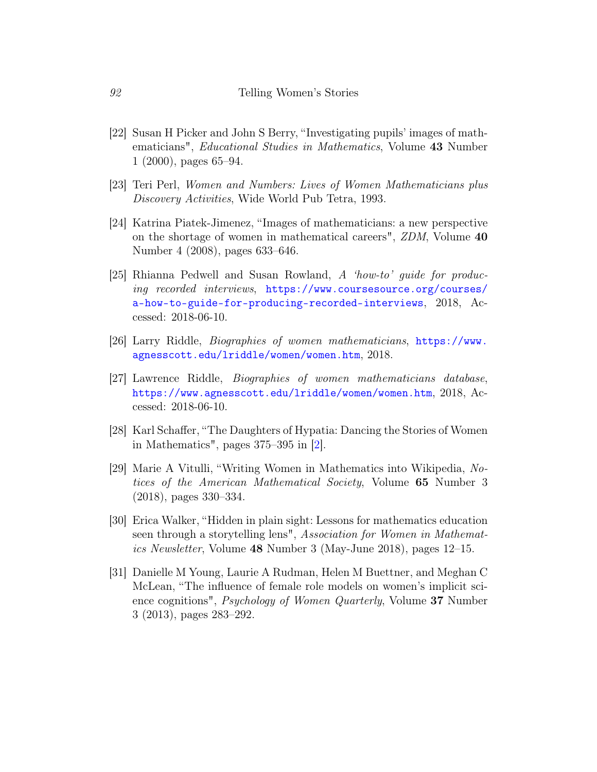[22] Susan H Picker and John S Berry, "Investigating pupils' images of mathematicians", *Educational Studies in Mathematics*, Volume **43** Number 1 (2000), pages 65–94.

[23] Teri Perl, *Women and Numbers: Lives of Women Mathematicians plus Discovery Activities*, Wide World Pub Tetra, 1993.

[24] Katrina Piatek-Jimenez, "Images of mathematicians: a new perspective on the shortage of women in mathematical careers", *ZDM*, Volume **40** Number 4 (2008), pages 633–646.

[25] Rhianna Pedwell and Susan Rowland, *A 'how-to' guide for producing recorded interviews*, https://www.coursesource.org/courses/a-how-to-guide-for-producing-recorded-interviews, 2018, Accessed: 2018-06-10.

[26] Larry Riddle, *Biographies of women mathematicians*, https://www.agnesscott.edu/lriddle/women/women.htm, 2018.

[27] Lawrence Riddle, *Biographies of women mathematicians database*, https://www.agnesscott.edu/lriddle/women/women.htm, 2018, Accessed: 2018-06-10.

[28] Karl Schaffer, "The Daughters of Hypatia: Dancing the Stories of Women in Mathematics", pages 375–395 in [2].

[29] Marie A Vitulli, "Writing Women in Mathematics into Wikipedia, *Notices of the American Mathematical Society*, Volume **65** Number 3 (2018), pages 330–334.

[30] Erica Walker, "Hidden in plain sight: Lessons for mathematics education seen through a storytelling lens", *Association for Women in Mathematics Newsletter*, Volume **48** Number 3 (May-June 2018), pages 12–15.

[31] Danielle M Young, Laurie A Rudman, Helen M Buettner, and Meghan C McLean, "The influence of female role models on women's implicit science cognitions", *Psychology of Women Quarterly*, Volume **37** Number 3 (2013), pages 283–292.